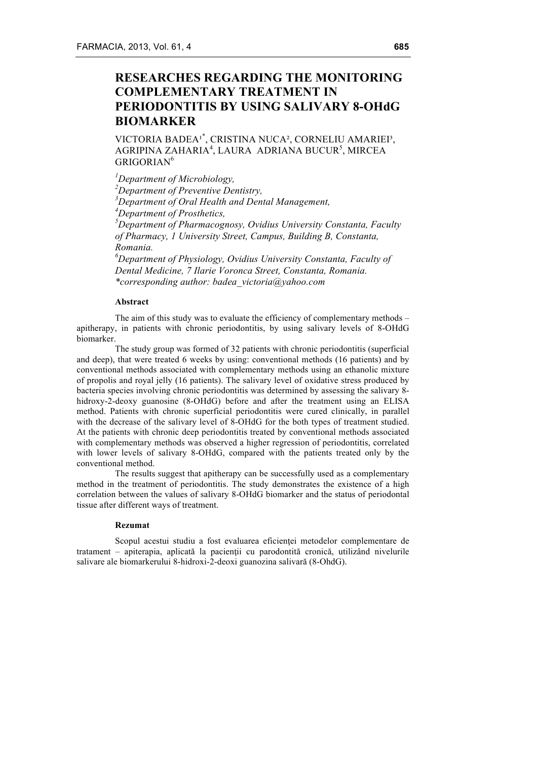# RESEARCHES REGARDING THE MONITORING COMPLEMENTARY TREATMENT IN PERIODONTITIS BY USING SALIVARY 8-OHdG BIOMARKER

VICTORIA BADEA[1]*, CRISTINA NUCA[2], CORNELIU AMARIEI[3], AGRIPINA ZAHARIA[4], LAURA ADRIANA BUCUR[5], MIRCEA GRIGORIAN[6]

*[1]Department of Microbiology,*
*[2]Department of Preventive Dentistry,*
*[3]Department of Oral Health and Dental Management,*
*[4]Department of Prosthetics,*
*[5]Department of Pharmacognosy, Ovidius University Constanta, Faculty of Pharmacy, 1 University Street, Campus, Building B, Constanta, Romania.*
*[6]Department of Physiology, Ovidius University Constanta, Faculty of Dental Medicine, 7 Ilarie Voronca Street, Constanta, Romania.*
*\*corresponding author: badea_victoria@yahoo.com*

#### Abstract

The aim of this study was to evaluate the efficiency of complementary methods – apitherapy, in patients with chronic periodontitis, by using salivary levels of 8-OHdG biomarker.

The study group was formed of 32 patients with chronic periodontitis (superficial and deep), that were treated 6 weeks by using: conventional methods (16 patients) and by conventional methods associated with complementary methods using an ethanolic mixture of propolis and royal jelly (16 patients). The salivary level of oxidative stress produced by bacteria species involving chronic periodontitis was determined by assessing the salivary 8-hidroxy-2-deoxy guanosine (8-OHdG) before and after the treatment using an ELISA method. Patients with chronic superficial periodontitis were cured clinically, in parallel with the decrease of the salivary level of 8-OHdG for the both types of treatment studied. At the patients with chronic deep periodontitis treated by conventional methods associated with complementary methods was observed a higher regression of periodontitis, correlated with lower levels of salivary 8-OHdG, compared with the patients treated only by the conventional method.

The results suggest that apitherapy can be successfully used as a complementary method in the treatment of periodontitis. The study demonstrates the existence of a high correlation between the values of salivary 8-OHdG biomarker and the status of periodontal tissue after different ways of treatment.

#### Rezumat

Scopul acestui studiu a fost evaluarea eficienţei metodelor complementare de tratament – apiterapia, aplicată la pacienţii cu parodontită cronică, utilizând nivelurile salivare ale biomarkerului 8-hidroxi-2-deoxi guanozina salivară (8-OhdG).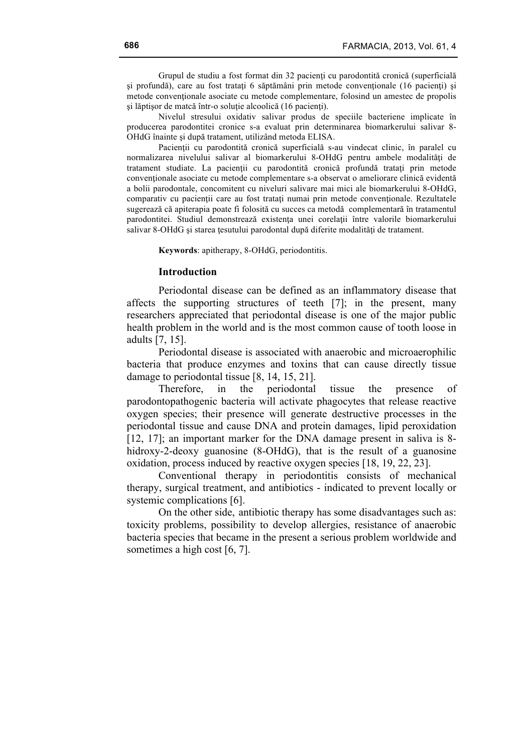Grupul de studiu a fost format din 32 pacienţi cu parodontită cronică (superficială şi profundă), care au fost trataţi 6 săptămâni prin metode convenţionale (16 pacienţi) şi metode convenţionale asociate cu metode complementare, folosind un amestec de propolis şi lăptişor de matcă într-o soluţie alcoolică (16 pacienţi).

Nivelul stresului oxidativ salivar produs de speciile bacteriene implicate în producerea parodontitei cronice s-a evaluat prin determinarea biomarkerului salivar 8-OHdG înainte şi după tratament, utilizând metoda ELISA.

Pacienţii cu parodontită cronică superficială s-au vindecat clinic, în paralel cu normalizarea nivelului salivar al biomarkerului 8-OHdG pentru ambele modalităţi de tratament studiate. La pacienţii cu parodontită cronică profundă trataţi prin metode convenţionale asociate cu metode complementare s-a observat o ameliorare clinică evidentă a bolii parodontale, concomitent cu niveluri salivare mai mici ale biomarkerului 8-OHdG, comparativ cu pacienţii care au fost trataţi numai prin metode convenţionale. Rezultatele sugerează că apiterapia poate fi folosită cu succes ca metodă complementară în tratamentul parodontitei. Studiul demonstrează existenţa unei corelaţii între valorile biomarkerului salivar 8-OHdG şi starea ţesutului parodontal după diferite modalităţi de tratament.

**Keywords**: apitherapy, 8-OHdG, periodontitis.

## Introduction

Periodontal disease can be defined as an inflammatory disease that affects the supporting structures of teeth [7]; in the present, many researchers appreciated that periodontal disease is one of the major public health problem in the world and is the most common cause of tooth loose in adults [7, 15].

Periodontal disease is associated with anaerobic and microaerophilic bacteria that produce enzymes and toxins that can cause directly tissue damage to periodontal tissue [8, 14, 15, 21].

Therefore, in the periodontal tissue the presence of parodontopathogenic bacteria will activate phagocytes that release reactive oxygen species; their presence will generate destructive processes in the periodontal tissue and cause DNA and protein damages, lipid peroxidation [12, 17]; an important marker for the DNA damage present in saliva is 8-hidroxy-2-deoxy guanosine (8-OHdG), that is the result of a guanosine oxidation, process induced by reactive oxygen species [18, 19, 22, 23].

Conventional therapy in periodontitis consists of mechanical therapy, surgical treatment, and antibiotics - indicated to prevent locally or systemic complications [6].

On the other side, antibiotic therapy has some disadvantages such as: toxicity problems, possibility to develop allergies, resistance of anaerobic bacteria species that became in the present a serious problem worldwide and sometimes a high cost [6, 7].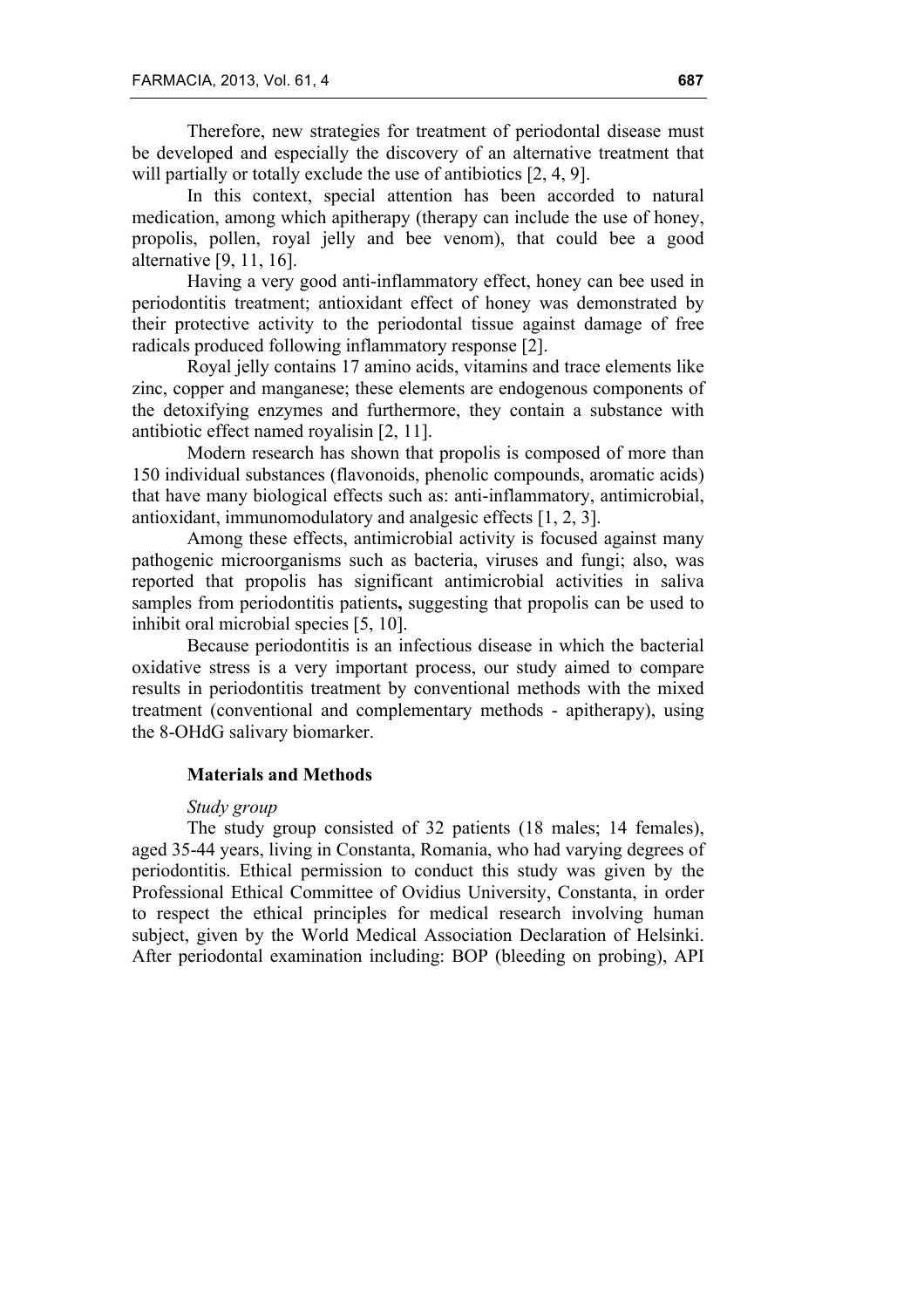Therefore, new strategies for treatment of periodontal disease must be developed and especially the discovery of an alternative treatment that will partially or totally exclude the use of antibiotics [2, 4, 9].

In this context, special attention has been accorded to natural medication, among which apitherapy (therapy can include the use of honey, propolis, pollen, royal jelly and bee venom), that could bee a good alternative [9, 11, 16].

Having a very good anti-inflammatory effect, honey can bee used in periodontitis treatment; antioxidant effect of honey was demonstrated by their protective activity to the periodontal tissue against damage of free radicals produced following inflammatory response [2].

Royal jelly contains 17 amino acids, vitamins and trace elements like zinc, copper and manganese; these elements are endogenous components of the detoxifying enzymes and furthermore, they contain a substance with antibiotic effect named royalisin [2, 11].

Modern research has shown that propolis is composed of more than 150 individual substances (flavonoids, phenolic compounds, aromatic acids) that have many biological effects such as: anti-inflammatory, antimicrobial, antioxidant, immunomodulatory and analgesic effects [1, 2, 3].

Among these effects, antimicrobial activity is focused against many pathogenic microorganisms such as bacteria, viruses and fungi; also, was reported that propolis has significant antimicrobial activities in saliva samples from periodontitis patients**,** suggesting that propolis can be used to inhibit oral microbial species [5, 10].

Because periodontitis is an infectious disease in which the bacterial oxidative stress is a very important process, our study aimed to compare results in periodontitis treatment by conventional methods with the mixed treatment (conventional and complementary methods - apitherapy), using the 8-OHdG salivary biomarker.

## Materials and Methods

*Study group*

The study group consisted of 32 patients (18 males; 14 females), aged 35-44 years, living in Constanta, Romania, who had varying degrees of periodontitis. Ethical permission to conduct this study was given by the Professional Ethical Committee of Ovidius University, Constanta, in order to respect the ethical principles for medical research involving human subject, given by the World Medical Association Declaration of Helsinki. After periodontal examination including: BOP (bleeding on probing), API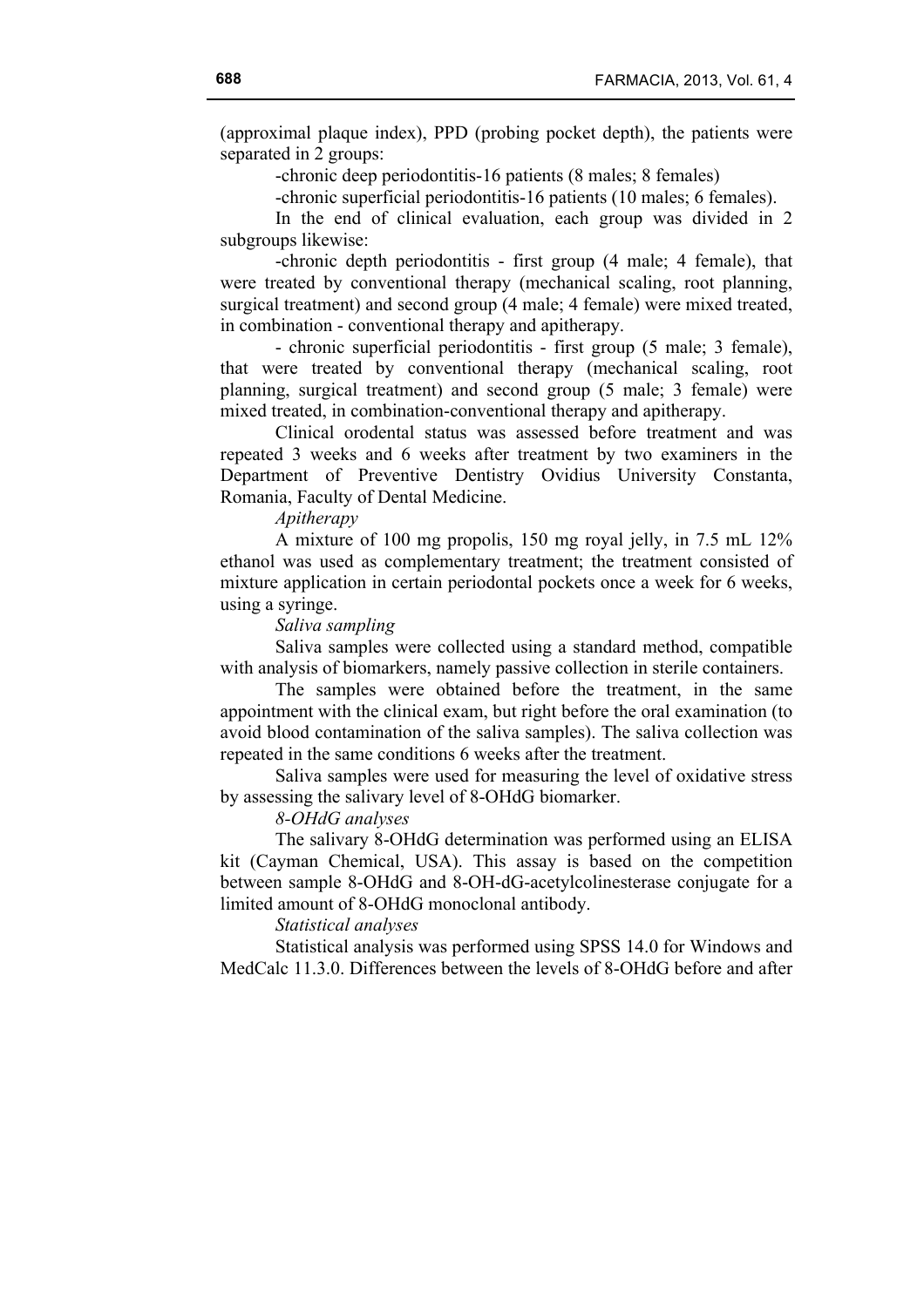(approximal plaque index), PPD (probing pocket depth), the patients were separated in 2 groups:

-chronic deep periodontitis-16 patients (8 males; 8 females)

-chronic superficial periodontitis-16 patients (10 males; 6 females).

In the end of clinical evaluation, each group was divided in 2 subgroups likewise:

-chronic depth periodontitis - first group (4 male; 4 female), that were treated by conventional therapy (mechanical scaling, root planning, surgical treatment) and second group (4 male; 4 female) were mixed treated, in combination - conventional therapy and apitherapy.

- chronic superficial periodontitis - first group (5 male; 3 female), that were treated by conventional therapy (mechanical scaling, root planning, surgical treatment) and second group (5 male; 3 female) were mixed treated, in combination-conventional therapy and apitherapy.

Clinical orodental status was assessed before treatment and was repeated 3 weeks and 6 weeks after treatment by two examiners in the Department of Preventive Dentistry Ovidius University Constanta, Romania, Faculty of Dental Medicine.

*Apitherapy*

A mixture of 100 mg propolis, 150 mg royal jelly, in 7.5 mL 12% ethanol was used as complementary treatment; the treatment consisted of mixture application in certain periodontal pockets once a week for 6 weeks, using a syringe.

*Saliva sampling*

Saliva samples were collected using a standard method, compatible with analysis of biomarkers, namely passive collection in sterile containers.

The samples were obtained before the treatment, in the same appointment with the clinical exam, but right before the oral examination (to avoid blood contamination of the saliva samples). The saliva collection was repeated in the same conditions 6 weeks after the treatment.

Saliva samples were used for measuring the level of oxidative stress by assessing the salivary level of 8-OHdG biomarker.

*8-OHdG analyses*

The salivary 8-OHdG determination was performed using an ELISA kit (Cayman Chemical, USA). This assay is based on the competition between sample 8-OHdG and 8-OH-dG-acetylcolinesterase conjugate for a limited amount of 8-OHdG monoclonal antibody.

*Statistical analyses*

Statistical analysis was performed using SPSS 14.0 for Windows and MedCalc 11.3.0. Differences between the levels of 8-OHdG before and after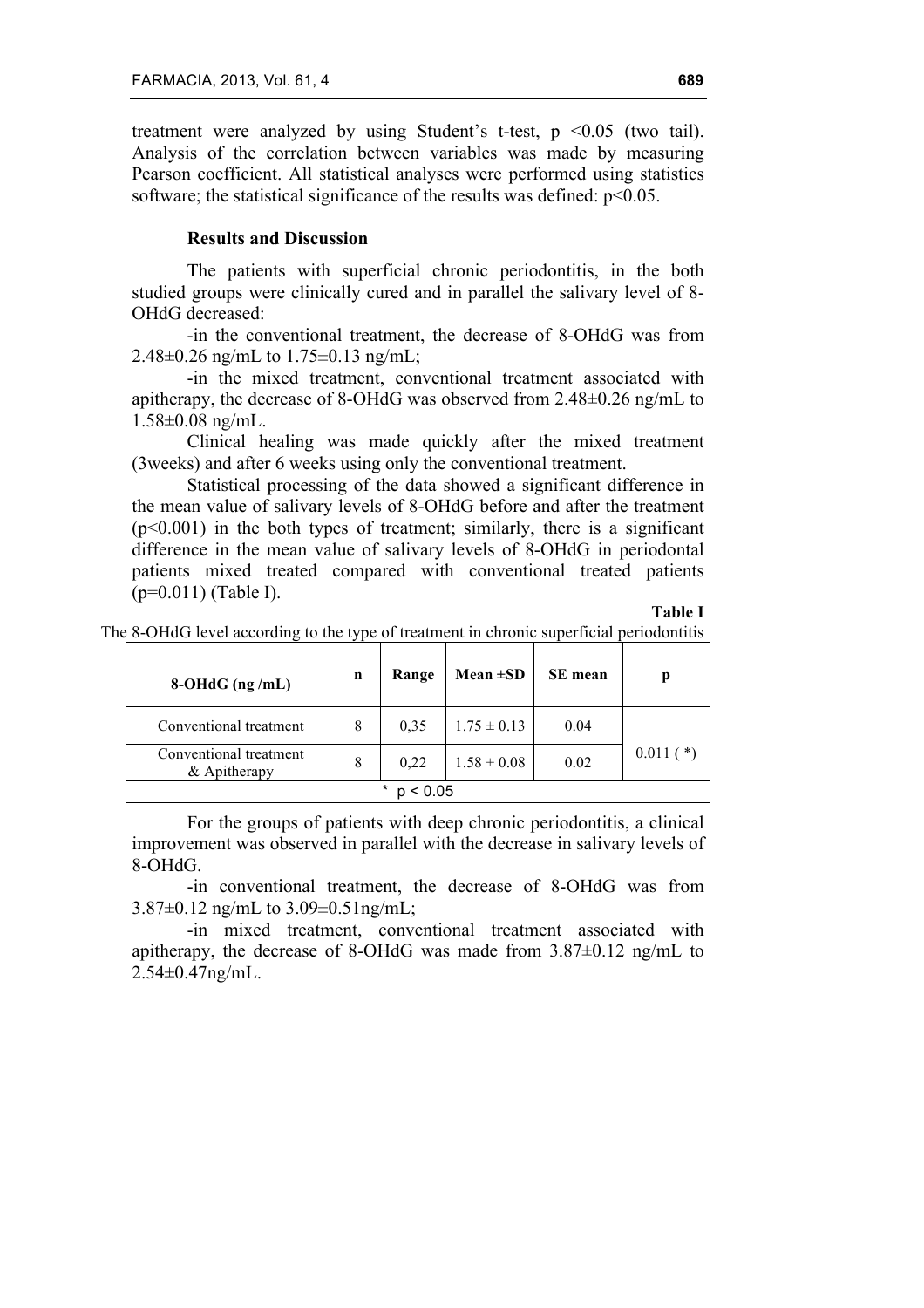treatment were analyzed by using Student's t-test, $p < 0.05$ (two tail). Analysis of the correlation between variables was made by measuring Pearson coefficient. All statistical analyses were performed using statistics software; the statistical significance of the results was defined: $p<0.05$.

## Results and Discussion

The patients with superficial chronic periodontitis, in the both studied groups were clinically cured and in parallel the salivary level of 8-OHdG decreased:

-in the conventional treatment, the decrease of 8-OHdG was from 2.48±0.26 ng/mL to 1.75±0.13 ng/mL;

-in the mixed treatment, conventional treatment associated with apitherapy, the decrease of 8-OHdG was observed from 2.48±0.26 ng/mL to 1.58±0.08 ng/mL.

Clinical healing was made quickly after the mixed treatment (3weeks) and after 6 weeks using only the conventional treatment.

Statistical processing of the data showed a significant difference in the mean value of salivary levels of 8-OHdG before and after the treatment ($p<0.001$) in the both types of treatment; similarly, there is a significant difference in the mean value of salivary levels of 8-OHdG in periodontal patients mixed treated compared with conventional treated patients ($p=0.011$) (Table I).

**Table I**

The 8-OHdG level according to the type of treatment in chronic superficial periodontitis

| 8-OHdG (ng /mL) | n | Range | Mean ±SD | SE mean | p |
|---|---|---|---|---|---|
| Conventional treatment | 8 | 0,35 | 1.75 ± 0.13 | 0.04 | 0.011 ( *) |
| Conventional treatment & Apitherapy | 8 | 0,22 | 1.58 ± 0.08 | 0.02 | |
| * $p < 0.05$ | | | | | |

For the groups of patients with deep chronic periodontitis, a clinical improvement was observed in parallel with the decrease in salivary levels of 8-OHdG.

-in conventional treatment, the decrease of 8-OHdG was from 3.87±0.12 ng/mL to 3.09±0.51ng/mL;

-in mixed treatment, conventional treatment associated with apitherapy, the decrease of 8-OHdG was made from 3.87±0.12 ng/mL to 2.54±0.47ng/mL.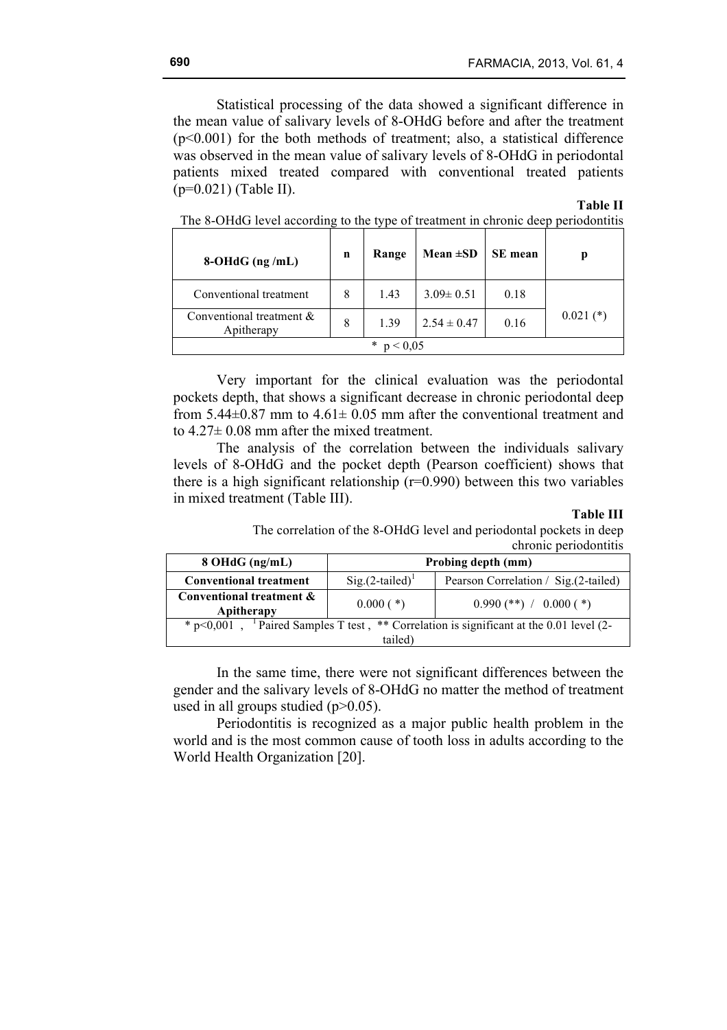Statistical processing of the data showed a significant difference in the mean value of salivary levels of 8-OHdG before and after the treatment ($p<0.001$) for the both methods of treatment; also, a statistical difference was observed in the mean value of salivary levels of 8-OHdG in periodontal patients mixed treated compared with conventional treated patients ($p=0.021$) (Table II).

**Table II**

The 8-OHdG level according to the type of treatment in chronic deep periodontitis

| 8-OHdG (ng /mL) | n | Range | Mean ±SD | SE mean | p |
|---|---|---|---|---|---|
| Conventional treatment | 8 | 1.43 | 3.09± 0.51 | 0.18 | 0.021 (*) |
| Conventional treatment & Apitherapy | 8 | 1.39 | 2.54 ± 0.47 | 0.16 | |
| * p < 0,05 | | | | | |

Very important for the clinical evaluation was the periodontal pockets depth, that shows a significant decrease in chronic periodontal deep from 5.44±0.87 mm to 4.61± 0.05 mm after the conventional treatment and to 4.27± 0.08 mm after the mixed treatment.

The analysis of the correlation between the individuals salivary levels of 8-OHdG and the pocket depth (Pearson coefficient) shows that there is a high significant relationship ($r=0.990$) between this two variables in mixed treatment (Table III).

**Table III**

The correlation of the 8-OHdG level and periodontal pockets in deep chronic periodontitis

| 8 OHdG (ng/mL) | Probing depth (mm) | |
|---|---|---|
| **Conventional treatment** | Sig.(2-tailed)[1] | Pearson Correlation / Sig.(2-tailed) |
| **Conventional treatment & Apitherapy** | 0.000 ( *) | 0.990 (**) / 0.000 ( *) |
| * p<0,001 , [1] Paired Samples T test , ** Correlation is significant at the 0.01 level (2-tailed) | | |

In the same time, there were not significant differences between the gender and the salivary levels of 8-OHdG no matter the method of treatment used in all groups studied ($p>0.05$).

Periodontitis is recognized as a major public health problem in the world and is the most common cause of tooth loss in adults according to the World Health Organization [20].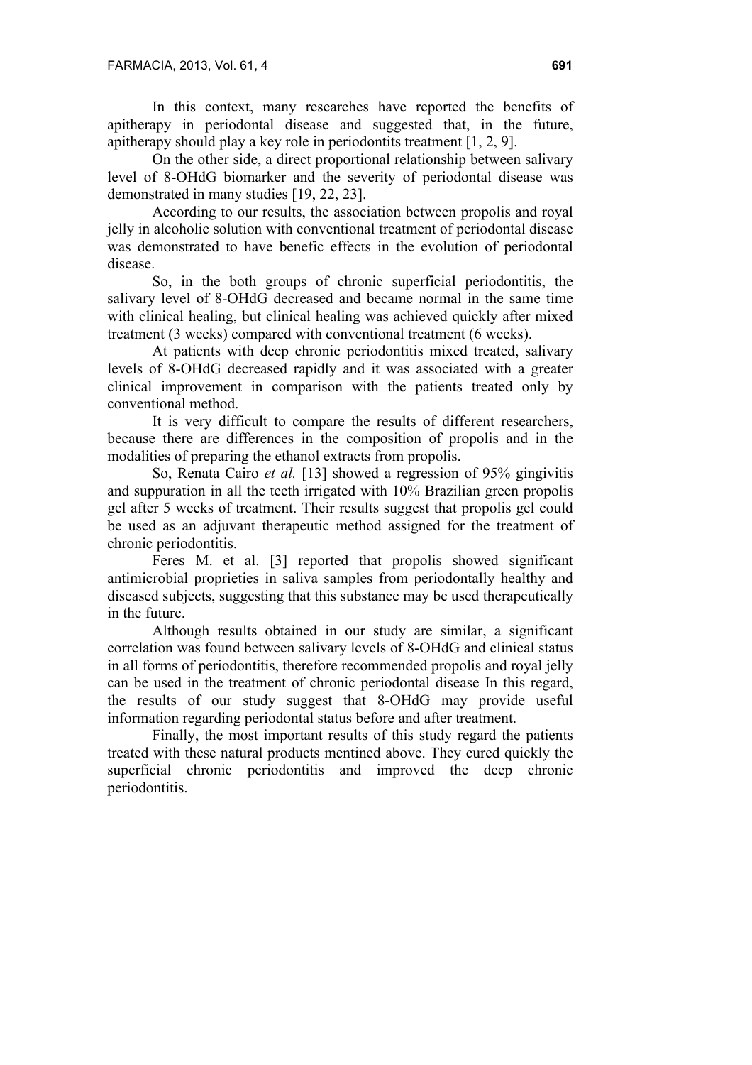In this context, many researches have reported the benefits of apitherapy in periodontal disease and suggested that, in the future, apitherapy should play a key role in periodontits treatment [1, 2, 9].

On the other side, a direct proportional relationship between salivary level of 8-OHdG biomarker and the severity of periodontal disease was demonstrated in many studies [19, 22, 23].

According to our results, the association between propolis and royal jelly in alcoholic solution with conventional treatment of periodontal disease was demonstrated to have benefic effects in the evolution of periodontal disease.

So, in the both groups of chronic superficial periodontitis, the salivary level of 8-OHdG decreased and became normal in the same time with clinical healing, but clinical healing was achieved quickly after mixed treatment (3 weeks) compared with conventional treatment (6 weeks).

At patients with deep chronic periodontitis mixed treated, salivary levels of 8-OHdG decreased rapidly and it was associated with a greater clinical improvement in comparison with the patients treated only by conventional method.

It is very difficult to compare the results of different researchers, because there are differences in the composition of propolis and in the modalities of preparing the ethanol extracts from propolis.

So, Renata Cairo *et al.* [13] showed a regression of 95% gingivitis and suppuration in all the teeth irrigated with 10% Brazilian green propolis gel after 5 weeks of treatment. Their results suggest that propolis gel could be used as an adjuvant therapeutic method assigned for the treatment of chronic periodontitis.

Feres M. et al. [3] reported that propolis showed significant antimicrobial proprieties in saliva samples from periodontally healthy and diseased subjects, suggesting that this substance may be used therapeutically in the future.

Although results obtained in our study are similar, a significant correlation was found between salivary levels of 8-OHdG and clinical status in all forms of periodontitis, therefore recommended propolis and royal jelly can be used in the treatment of chronic periodontal disease In this regard, the results of our study suggest that 8-OHdG may provide useful information regarding periodontal status before and after treatment.

Finally, the most important results of this study regard the patients treated with these natural products mentined above. They cured quickly the superficial chronic periodontitis and improved the deep chronic periodontitis.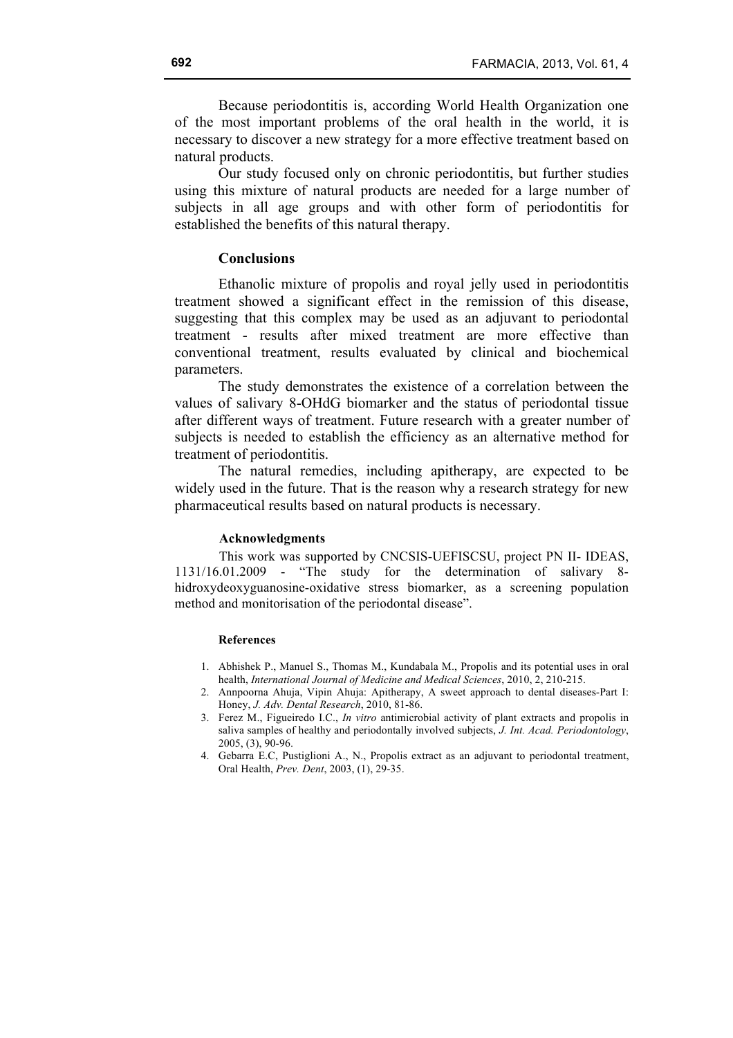Because periodontitis is, according World Health Organization one of the most important problems of the oral health in the world, it is necessary to discover a new strategy for a more effective treatment based on natural products.

Our study focused only on chronic periodontitis, but further studies using this mixture of natural products are needed for a large number of subjects in all age groups and with other form of periodontitis for established the benefits of this natural therapy.

## Conclusions

Ethanolic mixture of propolis and royal jelly used in periodontitis treatment showed a significant effect in the remission of this disease, suggesting that this complex may be used as an adjuvant to periodontal treatment - results after mixed treatment are more effective than conventional treatment, results evaluated by clinical and biochemical parameters.

The study demonstrates the existence of a correlation between the values of salivary 8-OHdG biomarker and the status of periodontal tissue after different ways of treatment. Future research with a greater number of subjects is needed to establish the efficiency as an alternative method for treatment of periodontitis.

The natural remedies, including apitherapy, are expected to be widely used in the future. That is the reason why a research strategy for new pharmaceutical results based on natural products is necessary.

### Acknowledgments

This work was supported by CNCSIS-UEFISCSU, project PN II- IDEAS, 1131/16.01.2009 - "The study for the determination of salivary 8-hidroxydeoxyguanosine-oxidative stress biomarker, as a screening population method and monitorisation of the periodontal disease".

### References

1. Abhishek P., Manuel S., Thomas M., Kundabala M., Propolis and its potential uses in oral health, *International Journal of Medicine and Medical Sciences*, 2010, 2, 210-215.
2. Annpoorna Ahuja, Vipin Ahuja: Apitherapy, A sweet approach to dental diseases-Part I: Honey, *J. Adv. Dental Research*, 2010, 81-86.
3. Ferez M., Figueiredo I.C., *In vitro* antimicrobial activity of plant extracts and propolis in saliva samples of healthy and periodontally involved subjects, *J. Int. Acad. Periodontology*, 2005, (3), 90-96.
4. Gebarra E.C, Pustiglioni A., N., Propolis extract as an adjuvant to periodontal treatment, Oral Health, *Prev. Dent*, 2003, (1), 29-35.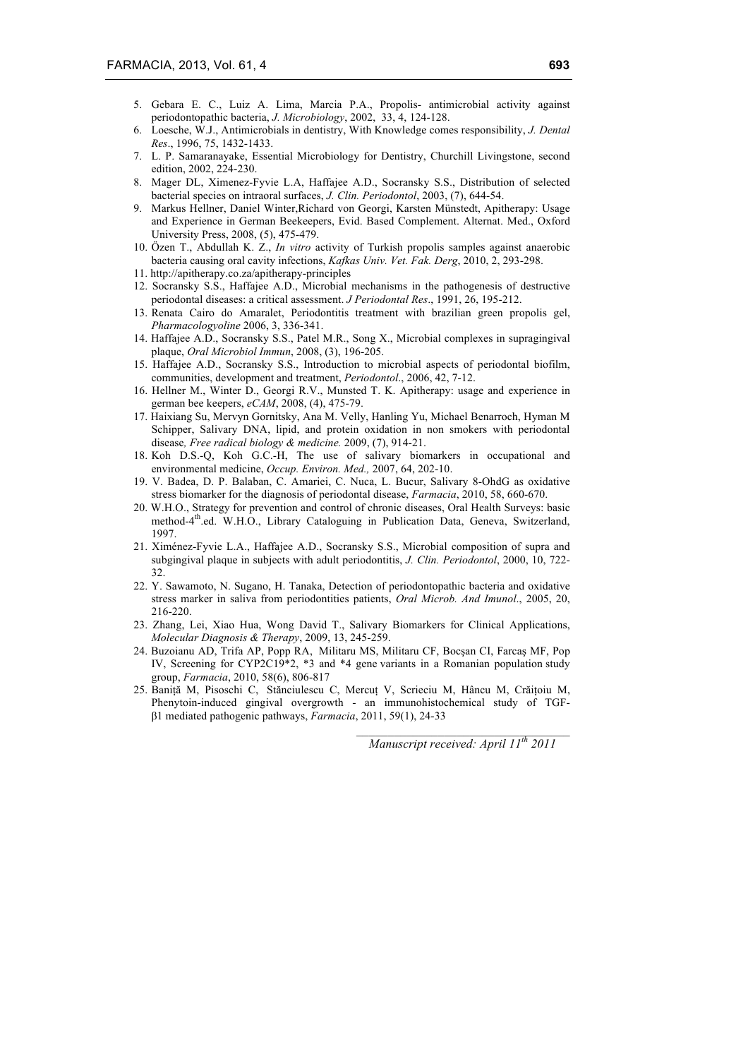5. Gebara E. C., Luiz A. Lima, Marcia P.A., Propolis- antimicrobial activity against periodontopathic bacteria, *J. Microbiology*, 2002, 33, 4, 124-128.
6. Loesche, W.J., Antimicrobials in dentistry, With Knowledge comes responsibility, *J. Dental Res*., 1996, 75, 1432-1433.
7. L. P. Samaranayake, Essential Microbiology for Dentistry, Churchill Livingstone, second edition, 2002, 224-230.
8. Mager DL, Ximenez-Fyvie L.A, Haffajee A.D., Socransky S.S., Distribution of selected bacterial species on intraoral surfaces, *J. Clin. Periodontol*, 2003, (7), 644-54.
9. Markus Hellner, Daniel Winter,Richard von Georgi, Karsten Münstedt, Apitherapy: Usage and Experience in German Beekeepers, Evid. Based Complement. Alternat. Med., Oxford University Press, 2008, (5), 475-479.
10. Özen T., Abdullah K. Z., *In vitro* activity of Turkish propolis samples against anaerobic bacteria causing oral cavity infections, *Kafkas Univ. Vet. Fak. Derg*, 2010, 2, 293-298.
11. http://apitherapy.co.za/apitherapy-principles
12. Socransky S.S., Haffajee A.D., Microbial mechanisms in the pathogenesis of destructive periodontal diseases: a critical assessment. *J Periodontal Res*., 1991, 26, 195-212.
13. Renata Cairo do Amaralet, Periodontitis treatment with brazilian green propolis gel, *Pharmacologyoline* 2006, 3, 336-341.
14. Haffajee A.D., Socransky S.S., Patel M.R., Song X., Microbial complexes in supragingival plaque, *Oral Microbiol Immun*, 2008, (3), 196-205.
15. Haffajee A.D., Socransky S.S., Introduction to microbial aspects of periodontal biofilm, communities, development and treatment, *Periodontol*., 2006, 42, 7-12.
16. Hellner M., Winter D., Georgi R.V., Munsted T. K. Apitherapy: usage and experience in german bee keepers, *eCAM*, 2008, (4), 475-79.
17. Haixiang Su, Mervyn Gornitsky, Ana M. Velly, Hanling Yu, Michael Benarroch, Hyman M Schipper, Salivary DNA, lipid, and protein oxidation in non smokers with periodontal disease*, Free radical biology & medicine.* 2009, (7), 914-21.
18. Koh D.S.-Q, Koh G.C.-H, The use of salivary biomarkers in occupational and environmental medicine, *Occup. Environ. Med.,* 2007, 64, 202-10.
19. V. Badea, D. P. Balaban, C. Amariei, C. Nuca, L. Bucur, Salivary 8-OhdG as oxidative stress biomarker for the diagnosis of periodontal disease, *Farmacia*, 2010, 58, 660-670.
20. W.H.O., Strategy for prevention and control of chronic diseases, Oral Health Surveys: basic method-4$^{th}$.ed. W.H.O., Library Cataloguing in Publication Data, Geneva, Switzerland, 1997.
21. Ximénez-Fyvie L.A., Haffajee A.D., Socransky S.S., Microbial composition of supra and subgingival plaque in subjects with adult periodontitis, *J. Clin. Periodontol*, 2000, 10, 722-32.
22. Y. Sawamoto, N. Sugano, H. Tanaka, Detection of periodontopathic bacteria and oxidative stress marker in saliva from periodontities patients, *Oral Microb. And Imunol*., 2005, 20, 216-220.
23. Zhang, Lei, Xiao Hua, Wong David T., Salivary Biomarkers for Clinical Applications, *Molecular Diagnosis & Therapy*, 2009, 13, 245-259.
24. Buzoianu AD, Trifa AP, Popp RA, Militaru MS, Militaru CF, Bocşan CI, Farcaş MF, Pop IV, Screening for CYP2C19*2, *3 and *4 gene variants in a Romanian population study group, *Farmacia*, 2010, 58(6), 806-817
25. Baniță M, Pisoschi C, Stănciulescu C, Mercuț V, Scrieciu M, Hâncu M, Crăițoiu M, Phenytoin-induced gingival overgrowth - an immunohistochemical study of TGF-β1 mediated pathogenic pathways, *Farmacia*, 2011, 59(1), 24-33

*Manuscript received: April 11$^{th}$ 2011*